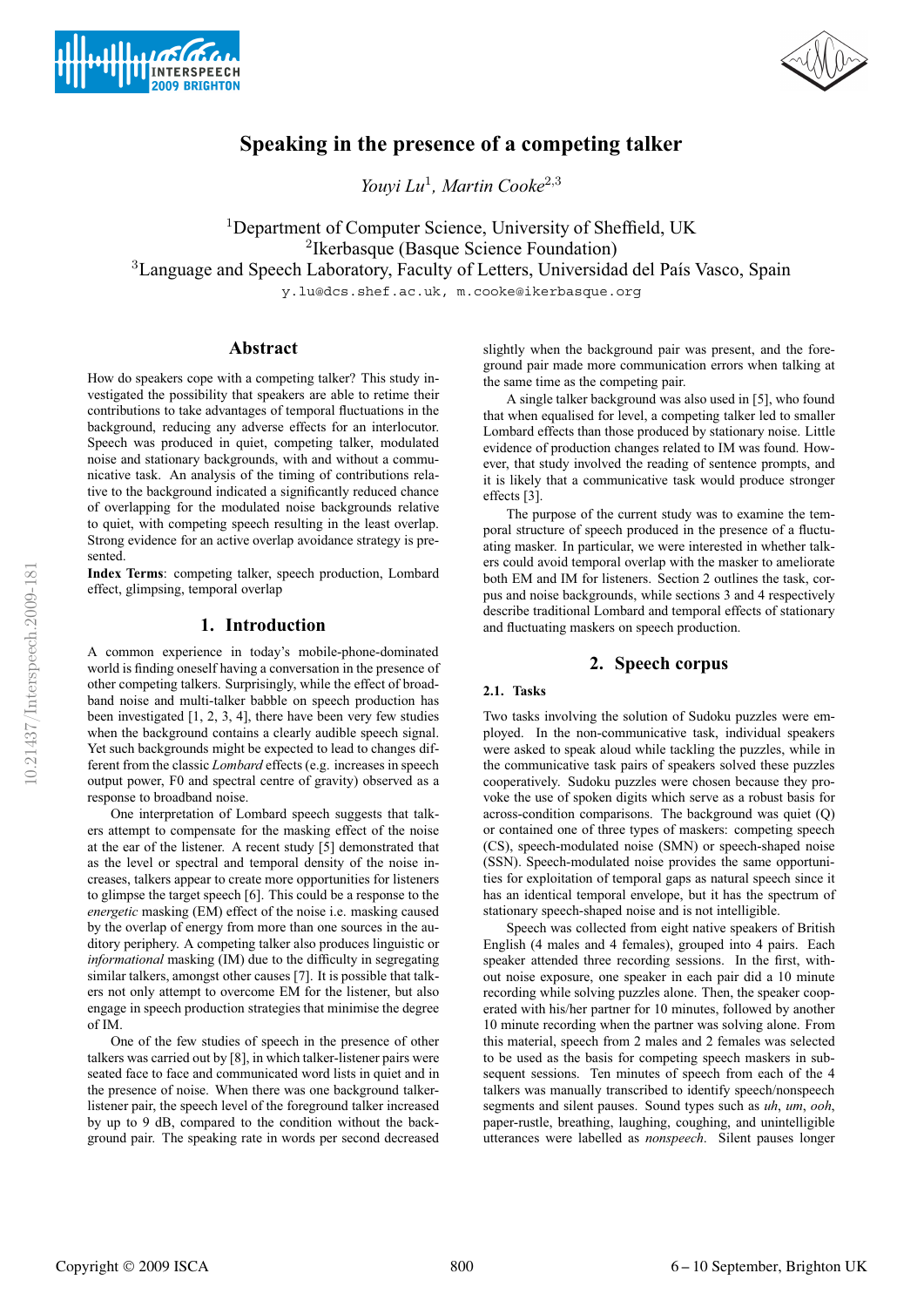# Speaking in the presence of a competing talker

*Youyi Lu*[1], *Martin Cooke*[2,3]

[1]Department of Computer Science, University of Sheffield, UK
[2]Ikerbasque (Basque Science Foundation)
[3]Language and Speech Laboratory, Faculty of Letters, Universidad del País Vasco, Spain

y.lu@dcs.shef.ac.uk, m.cooke@ikerbasque.org

## Abstract

How do speakers cope with a competing talker? This study investigated the possibility that speakers are able to retime their contributions to take advantages of temporal fluctuations in the background, reducing any adverse effects for an interlocutor. Speech was produced in quiet, competing talker, modulated noise and stationary backgrounds, with and without a communicative task. An analysis of the timing of contributions relative to the background indicated a significantly reduced chance of overlapping for the modulated noise backgrounds relative to quiet, with competing speech resulting in the least overlap. Strong evidence for an active overlap avoidance strategy is presented.

**Index Terms**: competing talker, speech production, Lombard effect, glimpsing, temporal overlap

## 1. Introduction

A common experience in today's mobile-phone-dominated world is finding oneself having a conversation in the presence of other competing talkers. Surprisingly, while the effect of broadband noise and multi-talker babble on speech production has been investigated [1, 2, 3, 4], there have been very few studies when the background contains a clearly audible speech signal. Yet such backgrounds might be expected to lead to changes different from the classic *Lombard* effects (e.g. increases in speech output power, F0 and spectral centre of gravity) observed as a response to broadband noise.

One interpretation of Lombard speech suggests that talkers attempt to compensate for the masking effect of the noise at the ear of the listener. A recent study [5] demonstrated that as the level or spectral and temporal density of the noise increases, talkers appear to create more opportunities for listeners to glimpse the target speech [6]. This could be a response to the *energetic* masking (EM) effect of the noise i.e. masking caused by the overlap of energy from more than one sources in the auditory periphery. A competing talker also produces linguistic or *informational* masking (IM) due to the difficulty in segregating similar talkers, amongst other causes [7]. It is possible that talkers not only attempt to overcome EM for the listener, but also engage in speech production strategies that minimise the degree of IM.

One of the few studies of speech in the presence of other talkers was carried out by [8], in which talker-listener pairs were seated face to face and communicated word lists in quiet and in the presence of noise. When there was one background talker-listener pair, the speech level of the foreground talker increased by up to 9 dB, compared to the condition without the background pair. The speaking rate in words per second decreased slightly when the background pair was present, and the foreground pair made more communication errors when talking at the same time as the competing pair.

A single talker background was also used in [5], who found that when equalised for level, a competing talker led to smaller Lombard effects than those produced by stationary noise. Little evidence of production changes related to IM was found. However, that study involved the reading of sentence prompts, and it is likely that a communicative task would produce stronger effects [3].

The purpose of the current study was to examine the temporal structure of speech produced in the presence of a fluctuating masker. In particular, we were interested in whether talkers could avoid temporal overlap with the masker to ameliorate both EM and IM for listeners. Section 2 outlines the task, corpus and noise backgrounds, while sections 3 and 4 respectively describe traditional Lombard and temporal effects of stationary and fluctuating maskers on speech production.

## 2. Speech corpus

### 2.1. Tasks

Two tasks involving the solution of Sudoku puzzles were employed. In the non-communicative task, individual speakers were asked to speak aloud while tackling the puzzles, while in the communicative task pairs of speakers solved these puzzles cooperatively. Sudoku puzzles were chosen because they provoke the use of spoken digits which serve as a robust basis for across-condition comparisons. The background was quiet (Q) or contained one of three types of maskers: competing speech (CS), speech-modulated noise (SMN) or speech-shaped noise (SSN). Speech-modulated noise provides the same opportunities for exploitation of temporal gaps as natural speech since it has an identical temporal envelope, but it has the spectrum of stationary speech-shaped noise and is not intelligible.

Speech was collected from eight native speakers of British English (4 males and 4 females), grouped into 4 pairs. Each speaker attended three recording sessions. In the first, without noise exposure, one speaker in each pair did a 10 minute recording while solving puzzles alone. Then, the speaker cooperated with his/her partner for 10 minutes, followed by another 10 minute recording when the partner was solving alone. From this material, speech from 2 males and 2 females was selected to be used as the basis for competing speech maskers in subsequent sessions. Ten minutes of speech from each of the 4 talkers was manually transcribed to identify speech/nonspeech segments and silent pauses. Sound types such as *uh*, *um*, *ooh*, paper-rustle, breathing, laughing, coughing, and unintelligible utterances were labelled as *nonspeech*. Silent pauses longer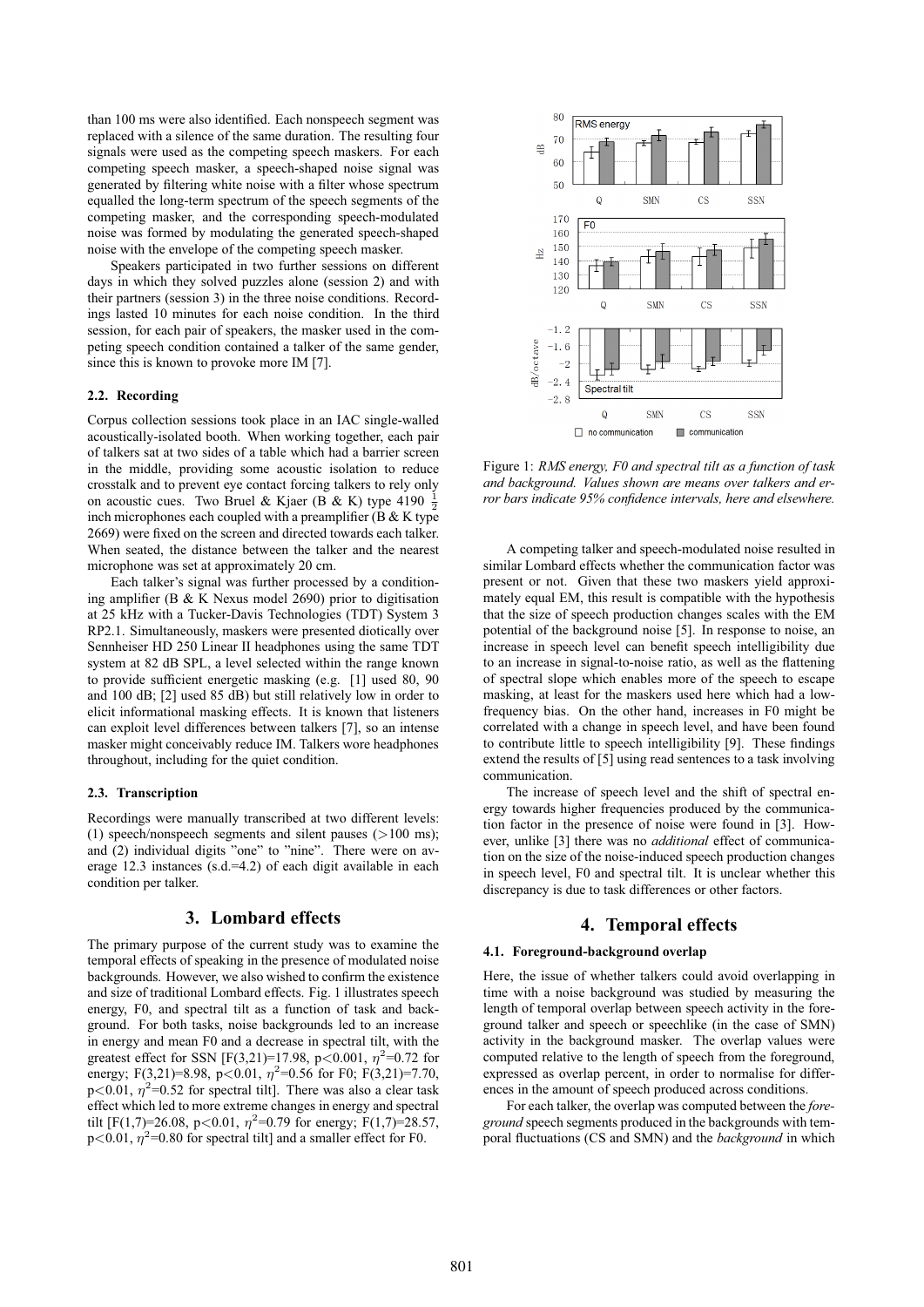than 100 ms were also identified. Each nonspeech segment was replaced with a silence of the same duration. The resulting four signals were used as the competing speech maskers. For each competing speech masker, a speech-shaped noise signal was generated by filtering white noise with a filter whose spectrum equalled the long-term spectrum of the speech segments of the competing masker, and the corresponding speech-modulated noise was formed by modulating the generated speech-shaped noise with the envelope of the competing speech masker.

Speakers participated in two further sessions on different days in which they solved puzzles alone (session 2) and with their partners (session 3) in the three noise conditions. Recordings lasted 10 minutes for each noise condition. In the third session, for each pair of speakers, the masker used in the competing speech condition contained a talker of the same gender, since this is known to provoke more IM [7].

### 2.2. Recording

Corpus collection sessions took place in an IAC single-walled acoustically-isolated booth. When working together, each pair of talkers sat at two sides of a table which had a barrier screen in the middle, providing some acoustic isolation to reduce crosstalk and to prevent eye contact forcing talkers to rely only on acoustic cues. Two Bruel & Kjaer (B & K) type 4190 $\frac{1}{2}$ inch microphones each coupled with a preamplifier (B & K type 2669) were fixed on the screen and directed towards each talker. When seated, the distance between the talker and the nearest microphone was set at approximately 20 cm.

Each talker's signal was further processed by a conditioning amplifier (B & K Nexus model 2690) prior to digitisation at 25 kHz with a Tucker-Davis Technologies (TDT) System 3 RP2.1. Simultaneously, maskers were presented diotically over Sennheiser HD 250 Linear II headphones using the same TDT system at 82 dB SPL, a level selected within the range known to provide sufficient energetic masking (e.g. [1] used 80, 90 and 100 dB; [2] used 85 dB) but still relatively low in order to elicit informational masking effects. It is known that listeners can exploit level differences between talkers [7], so an intense masker might conceivably reduce IM. Talkers wore headphones throughout, including for the quiet condition.

### 2.3. Transcription

Recordings were manually transcribed at two different levels: (1) speech/nonspeech segments and silent pauses (>100 ms); and (2) individual digits "one" to "nine". There were on average 12.3 instances (s.d.=4.2) of each digit available in each condition per talker.

## 3. Lombard effects

The primary purpose of the current study was to examine the temporal effects of speaking in the presence of modulated noise backgrounds. However, we also wished to confirm the existence and size of traditional Lombard effects. Fig. 1 illustrates speech energy, F0, and spectral tilt as a function of task and background. For both tasks, noise backgrounds led to an increase in energy and mean F0 and a decrease in spectral tilt, with the greatest effect for SSN [$F(3,21)=17.98$, $p<0.001$, $\eta^2=0.72$ for energy; $F(3,21)=8.98$, $p<0.01$, $\eta^2=0.56$ for F0; $F(3,21)=7.70$, $p<0.01$, $\eta^2=0.52$ for spectral tilt]. There was also a clear task effect which led to more extreme changes in energy and spectral tilt [$F(1,7)=26.08$, $p<0.01$, $\eta^2=0.79$ for energy; $F(1,7)=28.57$, $p<0.01$, $\eta^2=0.80$ for spectral tilt] and a smaller effect for F0.

Figure 1: *RMS energy, F0 and spectral tilt as a function of task and background. Values shown are means over talkers and error bars indicate 95% confidence intervals, here and elsewhere.*

A competing talker and speech-modulated noise resulted in similar Lombard effects whether the communication factor was present or not. Given that these two maskers yield approximately equal EM, this result is compatible with the hypothesis that the size of speech production changes scales with the EM potential of the background noise [5]. In response to noise, an increase in speech level can benefit speech intelligibility due to an increase in signal-to-noise ratio, as well as the flattening of spectral slope which enables more of the speech to escape masking, at least for the maskers used here which had a low-frequency bias. On the other hand, increases in F0 might be correlated with a change in speech level, and have been found to contribute little to speech intelligibility [9]. These findings extend the results of [5] using read sentences to a task involving communication.

The increase of speech level and the shift of spectral energy towards higher frequencies produced by the communication factor in the presence of noise were found in [3]. However, unlike [3] there was no *additional* effect of communication on the size of the noise-induced speech production changes in speech level, F0 and spectral tilt. It is unclear whether this discrepancy is due to task differences or other factors.

## 4. Temporal effects

### 4.1. Foreground-background overlap

Here, the issue of whether talkers could avoid overlapping in time with a noise background was studied by measuring the length of temporal overlap between speech activity in the foreground talker and speech or speechlike (in the case of SMN) activity in the background masker. The overlap values were computed relative to the length of speech from the foreground, expressed as overlap percent, in order to normalise for differences in the amount of speech produced across conditions.

For each talker, the overlap was computed between the *foreground* speech segments produced in the backgrounds with temporal fluctuations (CS and SMN) and the *background* in which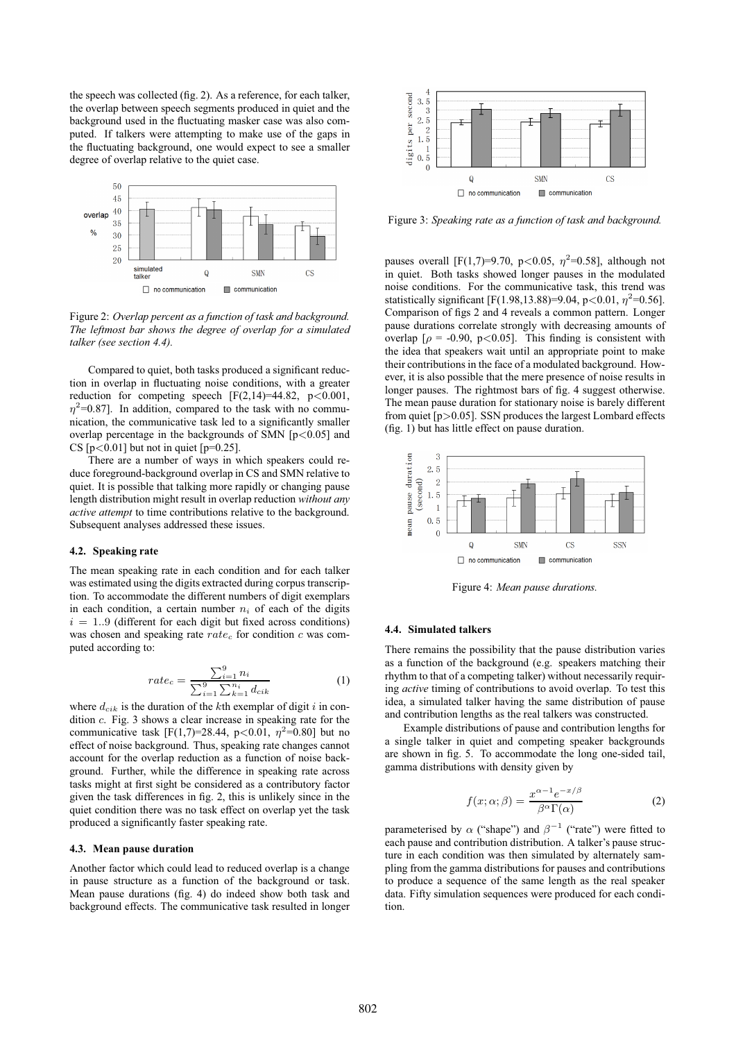the speech was collected (fig. 2). As a reference, for each talker, the overlap between speech segments produced in quiet and the background used in the fluctuating masker case was also computed. If talkers were attempting to make use of the gaps in the fluctuating background, one would expect to see a smaller degree of overlap relative to the quiet case.

Figure 2: *Overlap percent as a function of task and background. The leftmost bar shows the degree of overlap for a simulated talker (see section 4.4).*

Compared to quiet, both tasks produced a significant reduction in overlap in fluctuating noise conditions, with a greater reduction for competing speech [$F(2,14)=44.82$, $p<0.001$, $\eta^2=0.87$]. In addition, compared to the task with no communication, the communicative task led to a significantly smaller overlap percentage in the backgrounds of SMN [$p<0.05$] and CS [$p<0.01$] but not in quiet [$p=0.25$].

There are a number of ways in which speakers could reduce foreground-background overlap in CS and SMN relative to quiet. It is possible that talking more rapidly or changing pause length distribution might result in overlap reduction *without any active attempt* to time contributions relative to the background. Subsequent analyses addressed these issues.

### 4.2. Speaking rate

The mean speaking rate in each condition and for each talker was estimated using the digits extracted during corpus transcription. To accommodate the different numbers of digit exemplars in each condition, a certain number $n_i$ of each of the digits $i = 1..9$ (different for each digit but fixed across conditions) was chosen and speaking rate $rate_c$ for condition $c$ was computed according to:

$$rate_c = \frac{\sum_{i=1}^{9} n_i}{\sum_{i=1}^{9} \sum_{k=1}^{n_i} d_{cik}} \tag{1}$$

where $d_{cik}$ is the duration of the $k$th exemplar of digit $i$ in condition $c$. Fig. 3 shows a clear increase in speaking rate for the communicative task [$F(1,7)=28.44$, $p<0.01$, $\eta^2=0.80$] but no effect of noise background. Thus, speaking rate changes cannot account for the overlap reduction as a function of noise background. Further, while the difference in speaking rate across tasks might at first sight be considered as a contributory factor given the task differences in fig. 2, this is unlikely since in the quiet condition there was no task effect on overlap yet the task produced a significantly faster speaking rate.

### 4.3. Mean pause duration

Another factor which could lead to reduced overlap is a change in pause structure as a function of the background or task. Mean pause durations (fig. 4) do indeed show both task and background effects. The communicative task resulted in longer

Figure 3: *Speaking rate as a function of task and background.*

pauses overall [$F(1,7)=9.70$, $p<0.05$, $\eta^2=0.58$], although not in quiet. Both tasks showed longer pauses in the modulated noise conditions. For the communicative task, this trend was statistically significant [$F(1.98,13.88)=9.04$, $p<0.01$, $\eta^2=0.56$]. Comparison of figs 2 and 4 reveals a common pattern. Longer pause durations correlate strongly with decreasing amounts of overlap [$\rho = -0.90$, $p<0.05$]. This finding is consistent with the idea that speakers wait until an appropriate point to make their contributions in the face of a modulated background. However, it is also possible that the mere presence of noise results in longer pauses. The rightmost bars of fig. 4 suggest otherwise. The mean pause duration for stationary noise is barely different from quiet [$p>0.05$]. SSN produces the largest Lombard effects (fig. 1) but has little effect on pause duration.

Figure 4: *Mean pause durations.*

### 4.4. Simulated talkers

There remains the possibility that the pause distribution varies as a function of the background (e.g. speakers matching their rhythm to that of a competing talker) without necessarily requiring *active* timing of contributions to avoid overlap. To test this idea, a simulated talker having the same distribution of pause and contribution lengths as the real talkers was constructed.

Example distributions of pause and contribution lengths for a single talker in quiet and competing speaker backgrounds are shown in fig. 5. To accommodate the long one-sided tail, gamma distributions with density given by

$$f(x; \alpha; \beta) = \frac{x^{\alpha-1} e^{-x/\beta}}{\beta^{\alpha} \Gamma(\alpha)} \tag{2}$$

parameterised by $\alpha$ ("shape") and $\beta^{-1}$ ("rate") were fitted to each pause and contribution distribution. A talker's pause structure in each condition was then simulated by alternately sampling from the gamma distributions for pauses and contributions to produce a sequence of the same length as the real speaker data. Fifty simulation sequences were produced for each condition.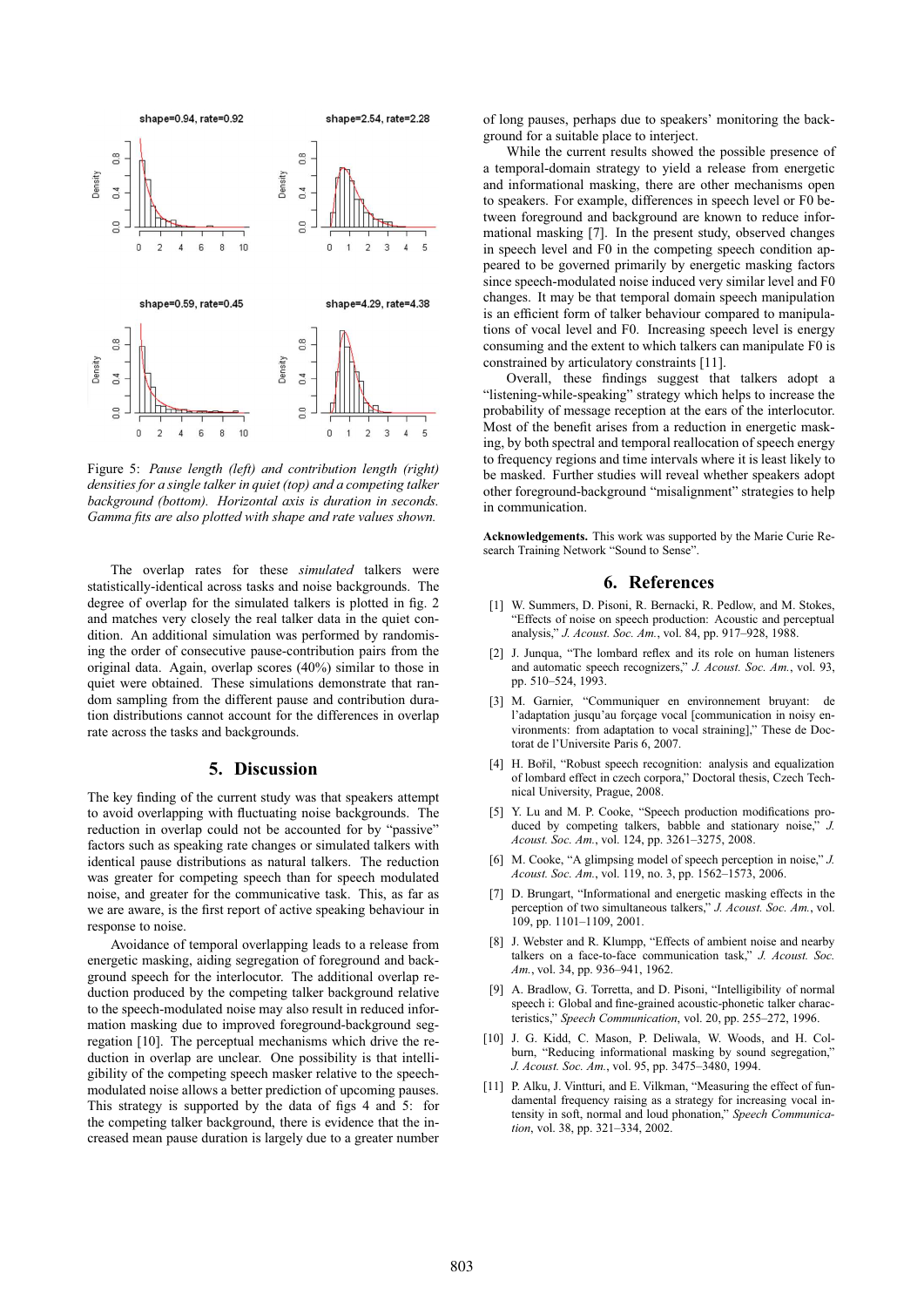shape=0.94, rate=0.92

shape=2.54, rate=2.28

shape=0.59, rate=0.45

shape=4.29, rate=4.38

Density

0.0 0.4 0.8

0 2 4 6 8 10

0 1 2 3 4 5

Figure 5: *Pause length (left) and contribution length (right) densities for a single talker in quiet (top) and a competing talker background (bottom). Horizontal axis is duration in seconds. Gamma fits are also plotted with shape and rate values shown.*

The overlap rates for these *simulated* talkers were statistically-identical across tasks and noise backgrounds. The degree of overlap for the simulated talkers is plotted in fig. 2 and matches very closely the real talker data in the quiet condition. An additional simulation was performed by randomising the order of consecutive pause-contribution pairs from the original data. Again, overlap scores (40%) similar to those in quiet were obtained. These simulations demonstrate that random sampling from the different pause and contribution duration distributions cannot account for the differences in overlap rate across the tasks and backgrounds.

## 5. Discussion

The key finding of the current study was that speakers attempt to avoid overlapping with fluctuating noise backgrounds. The reduction in overlap could not be accounted for by "passive" factors such as speaking rate changes or simulated talkers with identical pause distributions as natural talkers. The reduction was greater for competing speech than for speech modulated noise, and greater for the communicative task. This, as far as we are aware, is the first report of active speaking behaviour in response to noise.

Avoidance of temporal overlapping leads to a release from energetic masking, aiding segregation of foreground and background speech for the interlocutor. The additional overlap reduction produced by the competing talker background relative to the speech-modulated noise may also result in reduced information masking due to improved foreground-background segregation [10]. The perceptual mechanisms which drive the reduction in overlap are unclear. One possibility is that intelligibility of the competing speech masker relative to the speech-modulated noise allows a better prediction of upcoming pauses. This strategy is supported by the data of figs 4 and 5: for the competing talker background, there is evidence that the increased mean pause duration is largely due to a greater number of long pauses, perhaps due to speakers' monitoring the background for a suitable place to interject.

While the current results showed the possible presence of a temporal-domain strategy to yield a release from energetic and informational masking, there are other mechanisms open to speakers. For example, differences in speech level or F0 between foreground and background are known to reduce informational masking [7]. In the present study, observed changes in speech level and F0 in the competing speech condition appeared to be governed primarily by energetic masking factors since speech-modulated noise induced very similar level and F0 changes. It may be that temporal domain speech manipulation is an efficient form of talker behaviour compared to manipulations of vocal level and F0. Increasing speech level is energy consuming and the extent to which talkers can manipulate F0 is constrained by articulatory constraints [11].

Overall, these findings suggest that talkers adopt a "listening-while-speaking" strategy which helps to increase the probability of message reception at the ears of the interlocutor. Most of the benefit arises from a reduction in energetic masking, by both spectral and temporal reallocation of speech energy to frequency regions and time intervals where it is least likely to be masked. Further studies will reveal whether speakers adopt other foreground-background "misalignment" strategies to help in communication.

**Acknowledgements.** This work was supported by the Marie Curie Research Training Network "Sound to Sense".

## 6. References

[1] W. Summers, D. Pisoni, R. Bernacki, R. Pedlow, and M. Stokes, "Effects of noise on speech production: Acoustic and perceptual analysis," *J. Acoust. Soc. Am.*, vol. 84, pp. 917–928, 1988.

[2] J. Junqua, "The lombard reflex and its role on human listeners and automatic speech recognizers," *J. Acoust. Soc. Am.*, vol. 93, pp. 510–524, 1993.

[3] M. Garnier, "Communiquer en environnement bruyant: de l'adaptation jusqu'au forçage vocal [communication in noisy environments: from adaptation to vocal straining]," These de Doctorat de l'Universite Paris 6, 2007.

[4] H. Bořil, "Robust speech recognition: analysis and equalization of lombard effect in czech corpora," Doctoral thesis, Czech Technical University, Prague, 2008.

[5] Y. Lu and M. P. Cooke, "Speech production modifications produced by competing talkers, babble and stationary noise," *J. Acoust. Soc. Am.*, vol. 124, pp. 3261–3275, 2008.

[6] M. Cooke, "A glimpsing model of speech perception in noise," *J. Acoust. Soc. Am.*, vol. 119, no. 3, pp. 1562–1573, 2006.

[7] D. Brungart, "Informational and energetic masking effects in the perception of two simultaneous talkers," *J. Acoust. Soc. Am.*, vol. 109, pp. 1101–1109, 2001.

[8] J. Webster and R. Klumpp, "Effects of ambient noise and nearby talkers on a face-to-face communication task," *J. Acoust. Soc. Am.*, vol. 34, pp. 936–941, 1962.

[9] A. Bradlow, G. Torretta, and D. Pisoni, "Intelligibility of normal speech i: Global and fine-grained acoustic-phonetic talker characteristics," *Speech Communication*, vol. 20, pp. 255–272, 1996.

[10] J. G. Kidd, C. Mason, P. Deliwala, W. Woods, and H. Colburn, "Reducing informational masking by sound segregation," *J. Acoust. Soc. Am.*, vol. 95, pp. 3475–3480, 1994.

[11] P. Alku, J. Vintturi, and E. Vilkman, "Measuring the effect of fundamental frequency raising as a strategy for increasing vocal intensity in soft, normal and loud phonation," *Speech Communication*, vol. 38, pp. 321–334, 2002.